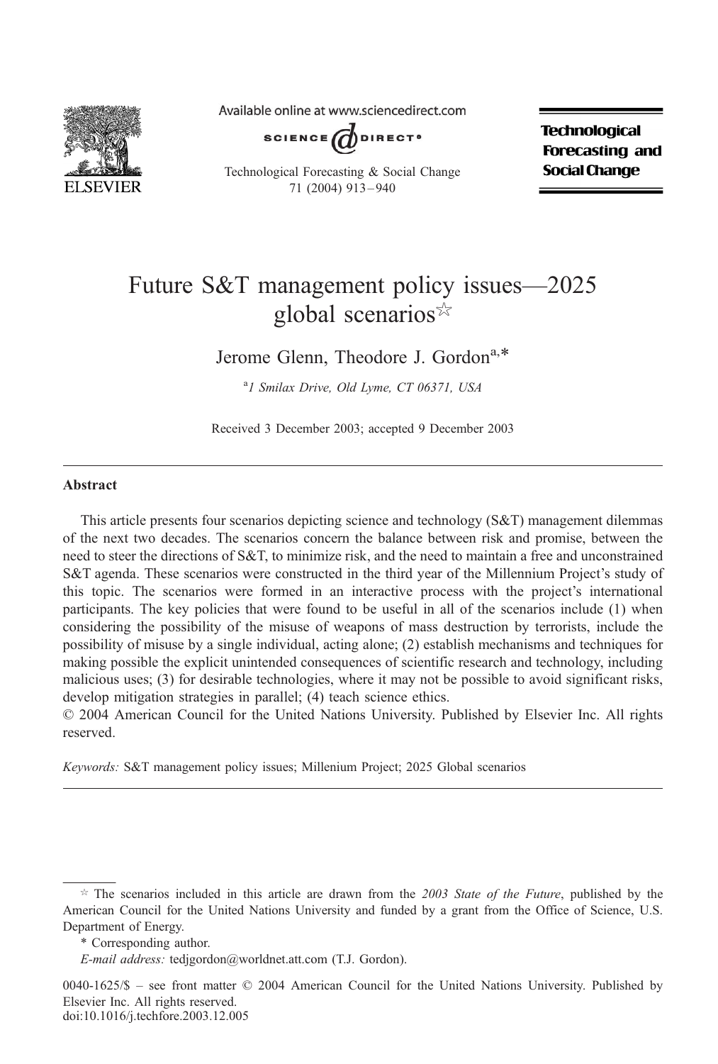# Future S&T management policy issues—2025 global scenarios☆

Jerome Glenn, Theodore J. Gordon[a,*]

[a] 1 Smilax Drive, Old Lyme, CT 06371, USA

Received 3 December 2003; accepted 9 December 2003

## Abstract

This article presents four scenarios depicting science and technology (S&T) management dilemmas of the next two decades. The scenarios concern the balance between risk and promise, between the need to steer the directions of S&T, to minimize risk, and the need to maintain a free and unconstrained S&T agenda. These scenarios were constructed in the third year of the Millennium Project's study of this topic. The scenarios were formed in an interactive process with the project's international participants. The key policies that were found to be useful in all of the scenarios include (1) when considering the possibility of the misuse of weapons of mass destruction by terrorists, include the possibility of misuse by a single individual, acting alone; (2) establish mechanisms and techniques for making possible the explicit unintended consequences of scientific research and technology, including malicious uses; (3) for desirable technologies, where it may not be possible to avoid significant risks, develop mitigation strategies in parallel; (4) teach science ethics.

© 2004 American Council for the United Nations University. Published by Elsevier Inc. All rights reserved.

*Keywords:* S&T management policy issues; Millenium Project; 2025 Global scenarios

---

☆ The scenarios included in this article are drawn from the *2003 State of the Future*, published by the American Council for the United Nations University and funded by a grant from the Office of Science, U.S. Department of Energy.

\* Corresponding author.

*E-mail address:* tedjgordon@worldnet.att.com (T.J. Gordon).

0040-1625/$ – see front matter © 2004 American Council for the United Nations University. Published by Elsevier Inc. All rights reserved.
doi:10.1016/j.techfore.2003.12.005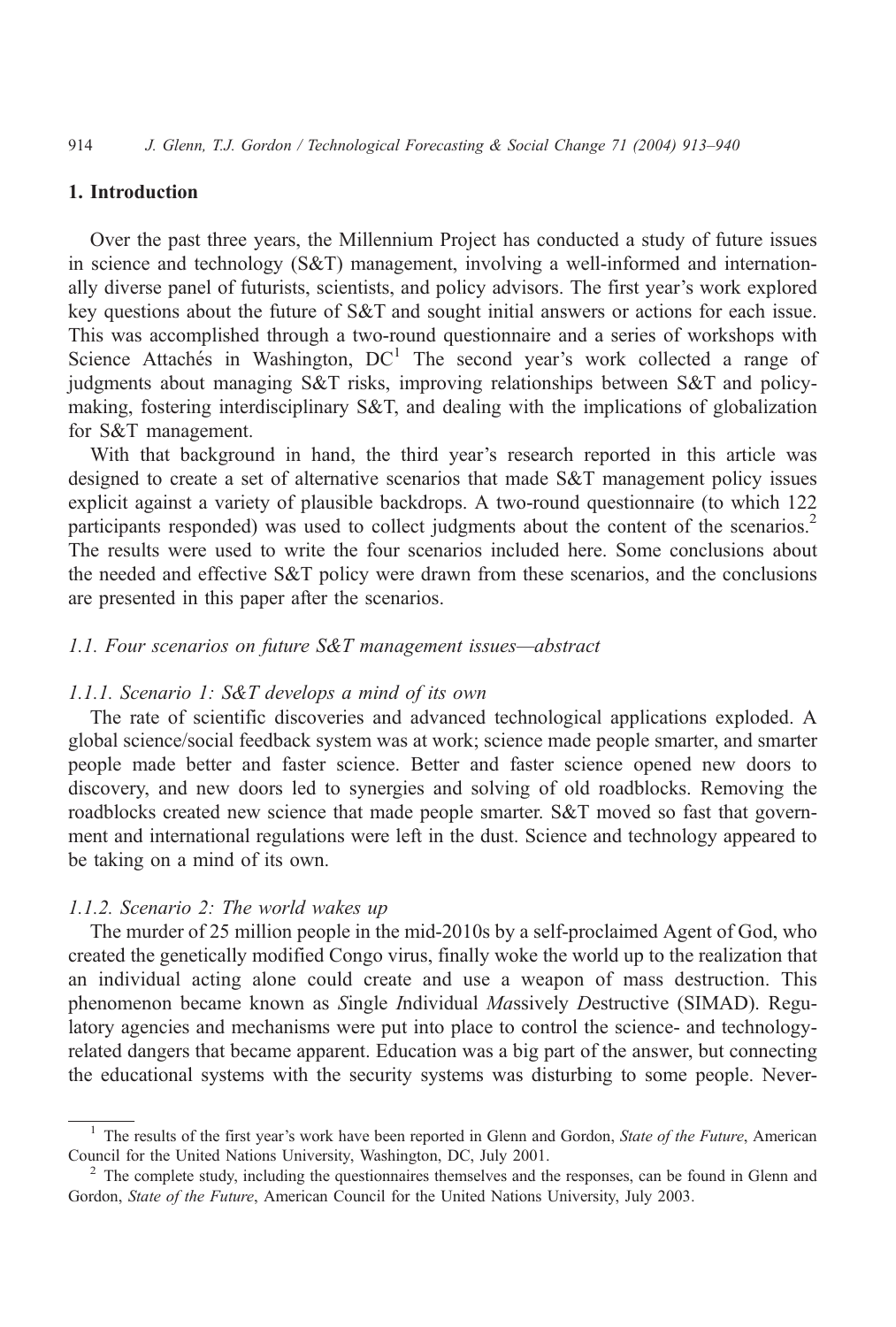## 1. Introduction

Over the past three years, the Millennium Project has conducted a study of future issues in science and technology (S&T) management, involving a well-informed and internationally diverse panel of futurists, scientists, and policy advisors. The first year's work explored key questions about the future of S&T and sought initial answers or actions for each issue. This was accomplished through a two-round questionnaire and a series of workshops with Science Attachés in Washington, DC[1] The second year's work collected a range of judgments about managing S&T risks, improving relationships between S&T and policymaking, fostering interdisciplinary S&T, and dealing with the implications of globalization for S&T management.

With that background in hand, the third year's research reported in this article was designed to create a set of alternative scenarios that made S&T management policy issues explicit against a variety of plausible backdrops. A two-round questionnaire (to which 122 participants responded) was used to collect judgments about the content of the scenarios.[2] The results were used to write the four scenarios included here. Some conclusions about the needed and effective S&T policy were drawn from these scenarios, and the conclusions are presented in this paper after the scenarios.

### *1.1. Four scenarios on future S&T management issues—abstract*

#### *1.1.1. Scenario 1: S&T develops a mind of its own*

The rate of scientific discoveries and advanced technological applications exploded. A global science/social feedback system was at work; science made people smarter, and smarter people made better and faster science. Better and faster science opened new doors to discovery, and new doors led to synergies and solving of old roadblocks. Removing the roadblocks created new science that made people smarter. S&T moved so fast that government and international regulations were left in the dust. Science and technology appeared to be taking on a mind of its own.

#### *1.1.2. Scenario 2: The world wakes up*

The murder of 25 million people in the mid-2010s by a self-proclaimed Agent of God, who created the genetically modified Congo virus, finally woke the world up to the realization that an individual acting alone could create and use a weapon of mass destruction. This phenomenon became known as *S*ingle *I*ndividual *Ma*ssively *D*estructive (SIMAD). Regulatory agencies and mechanisms were put into place to control the science- and technology-related dangers that became apparent. Education was a big part of the answer, but connecting the educational systems with the security systems was disturbing to some people. Never-

---

[1] The results of the first year's work have been reported in Glenn and Gordon, *State of the Future*, American Council for the United Nations University, Washington, DC, July 2001.

[2] The complete study, including the questionnaires themselves and the responses, can be found in Glenn and Gordon, *State of the Future*, American Council for the United Nations University, July 2003.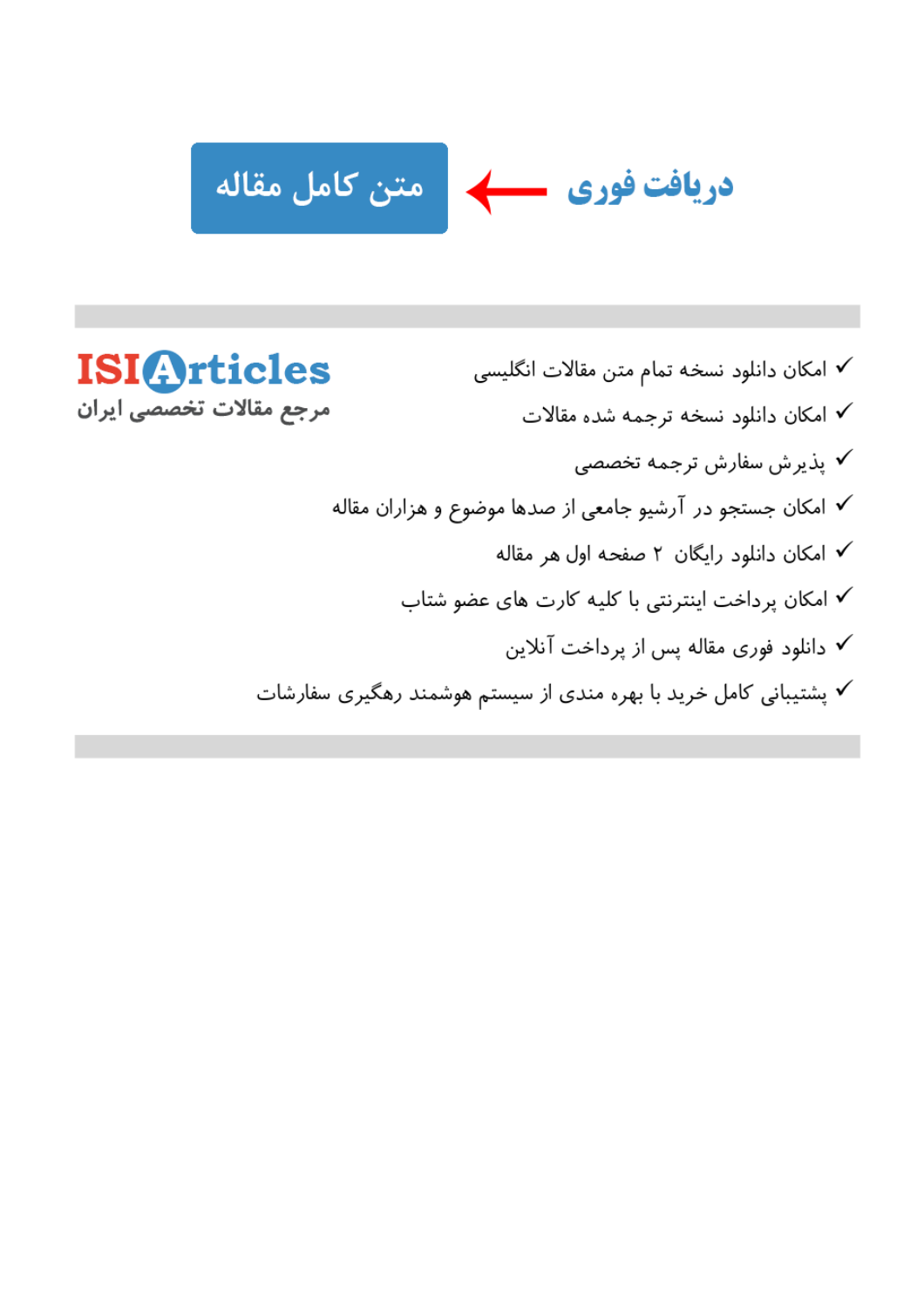دریافت فوری ← متن کامل مقاله

ISIArticles
مرجع مقالات تخصصی ایران

- ✓ امکان دانلود نسخه تمام متن مقالات انگلیسی
- ✓ امکان دانلود نسخه ترجمه شده مقالات
- ✓ پذیرش سفارش ترجمه تخصصی
- ✓ امکان جستجو در آرشیو جامعی از صدها موضوع و هزاران مقاله
- ✓ امکان دانلود رایگان ۲ صفحه اول هر مقاله
- ✓ امکان پرداخت اینترنتی با کلیه کارت های عضو شتاب
- ✓ دانلود فوری مقاله پس از پرداخت آنلاین
- ✓ پشتیبانی کامل خرید با بهره مندی از سیستم هوشمند رهگیری سفارشات